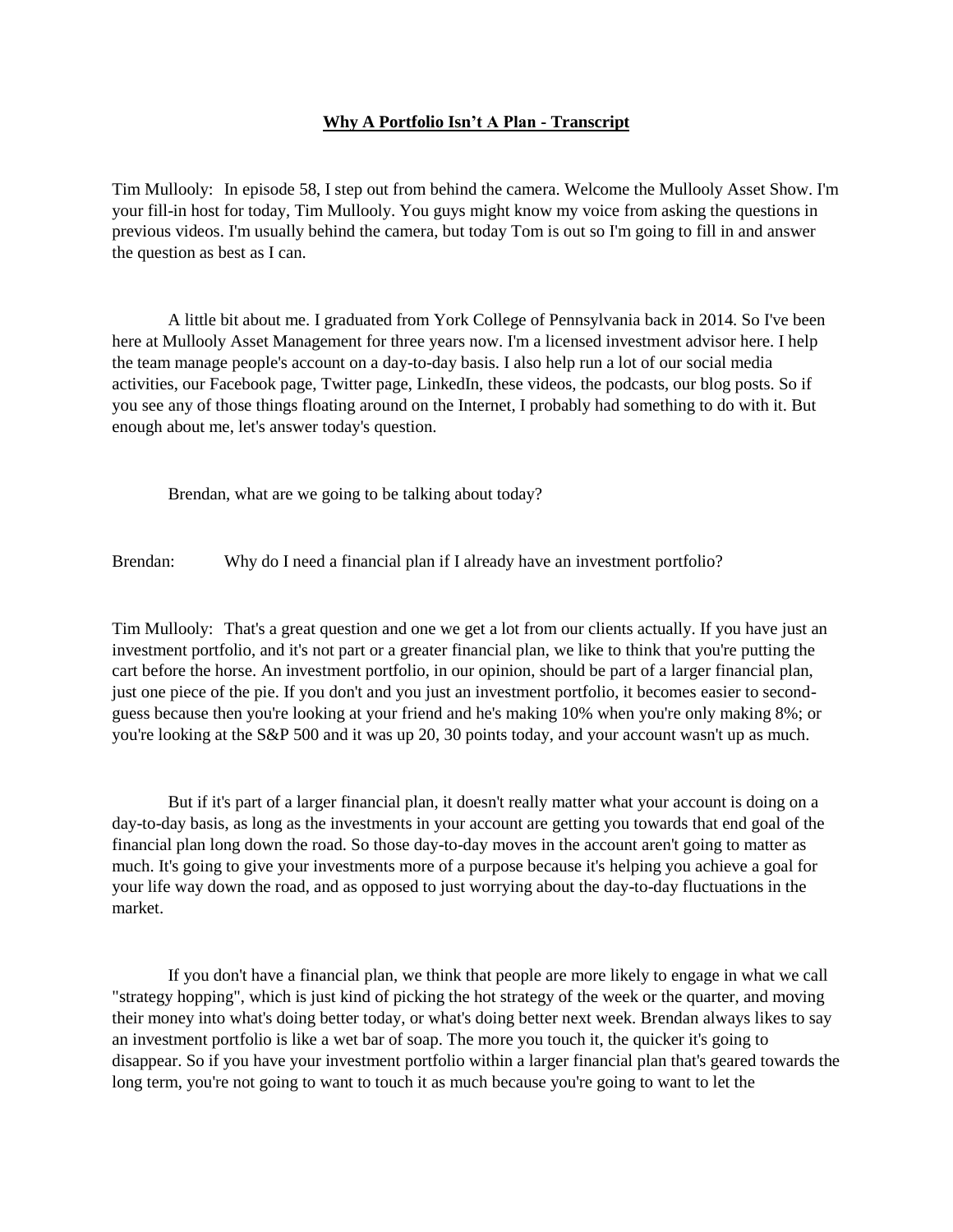# Why A Portfolio Isn't A Plan - Transcript

Tim Mullooly: In episode 58, I step out from behind the camera. Welcome the Mullooly Asset Show. I'm your fill-in host for today, Tim Mullooly. You guys might know my voice from asking the questions in previous videos. I'm usually behind the camera, but today Tom is out so I'm going to fill in and answer the question as best as I can.

A little bit about me. I graduated from York College of Pennsylvania back in 2014. So I've been here at Mullooly Asset Management for three years now. I'm a licensed investment advisor here. I help the team manage people's account on a day-to-day basis. I also help run a lot of our social media activities, our Facebook page, Twitter page, LinkedIn, these videos, the podcasts, our blog posts. So if you see any of those things floating around on the Internet, I probably had something to do with it. But enough about me, let's answer today's question.

Brendan, what are we going to be talking about today?

Brendan: Why do I need a financial plan if I already have an investment portfolio?

Tim Mullooly: That's a great question and one we get a lot from our clients actually. If you have just an investment portfolio, and it's not part or a greater financial plan, we like to think that you're putting the cart before the horse. An investment portfolio, in our opinion, should be part of a larger financial plan, just one piece of the pie. If you don't and you just an investment portfolio, it becomes easier to second-guess because then you're looking at your friend and he's making 10% when you're only making 8%; or you're looking at the S&P 500 and it was up 20, 30 points today, and your account wasn't up as much.

But if it's part of a larger financial plan, it doesn't really matter what your account is doing on a day-to-day basis, as long as the investments in your account are getting you towards that end goal of the financial plan long down the road. So those day-to-day moves in the account aren't going to matter as much. It's going to give your investments more of a purpose because it's helping you achieve a goal for your life way down the road, and as opposed to just worrying about the day-to-day fluctuations in the market.

If you don't have a financial plan, we think that people are more likely to engage in what we call "strategy hopping", which is just kind of picking the hot strategy of the week or the quarter, and moving their money into what's doing better today, or what's doing better next week. Brendan always likes to say an investment portfolio is like a wet bar of soap. The more you touch it, the quicker it's going to disappear. So if you have your investment portfolio within a larger financial plan that's geared towards the long term, you're not going to want to touch it as much because you're going to want to let the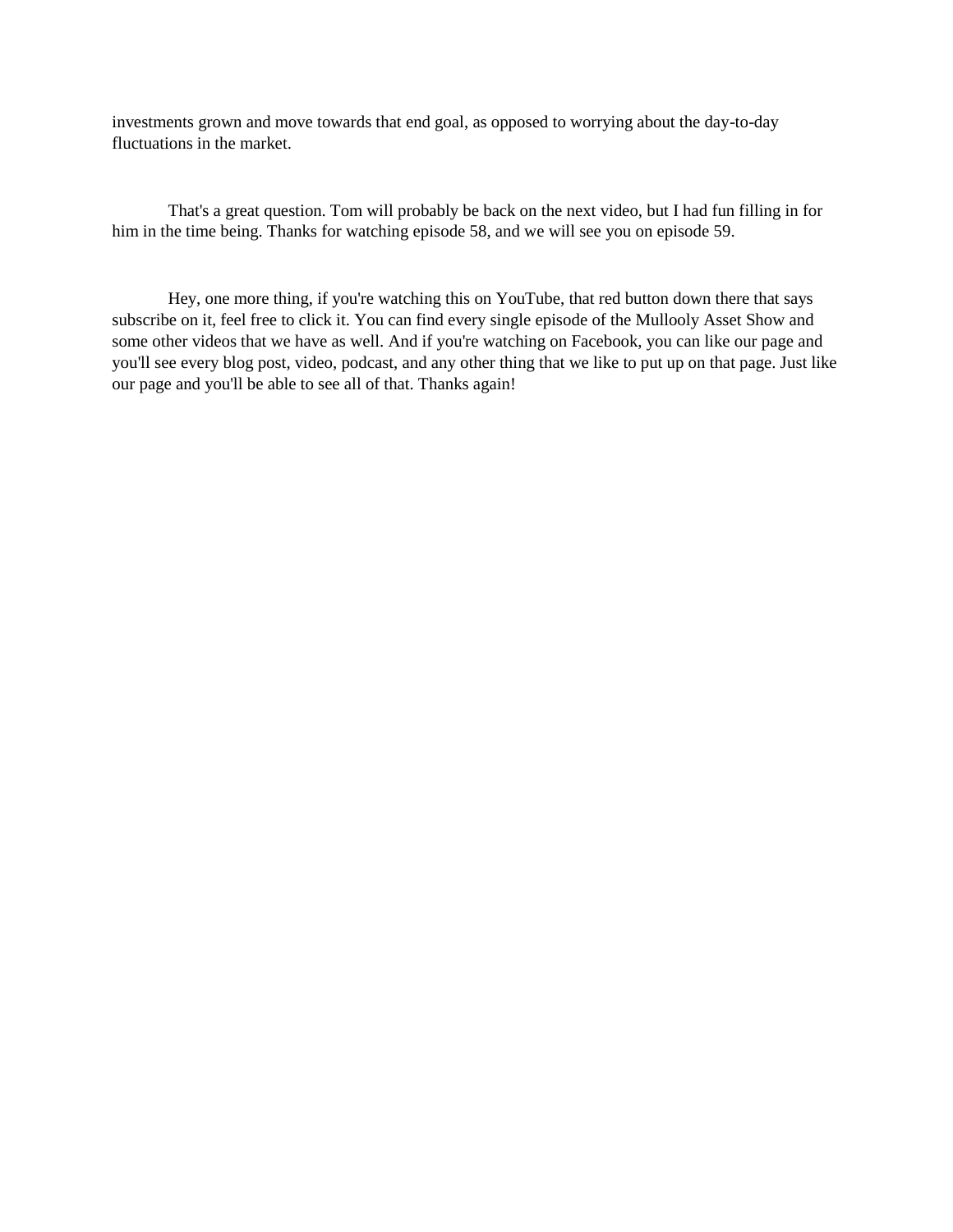investments grown and move towards that end goal, as opposed to worrying about the day-to-day fluctuations in the market.

That's a great question. Tom will probably be back on the next video, but I had fun filling in for him in the time being. Thanks for watching episode 58, and we will see you on episode 59.

Hey, one more thing, if you're watching this on YouTube, that red button down there that says subscribe on it, feel free to click it. You can find every single episode of the Mullooly Asset Show and some other videos that we have as well. And if you're watching on Facebook, you can like our page and you'll see every blog post, video, podcast, and any other thing that we like to put up on that page. Just like our page and you'll be able to see all of that. Thanks again!